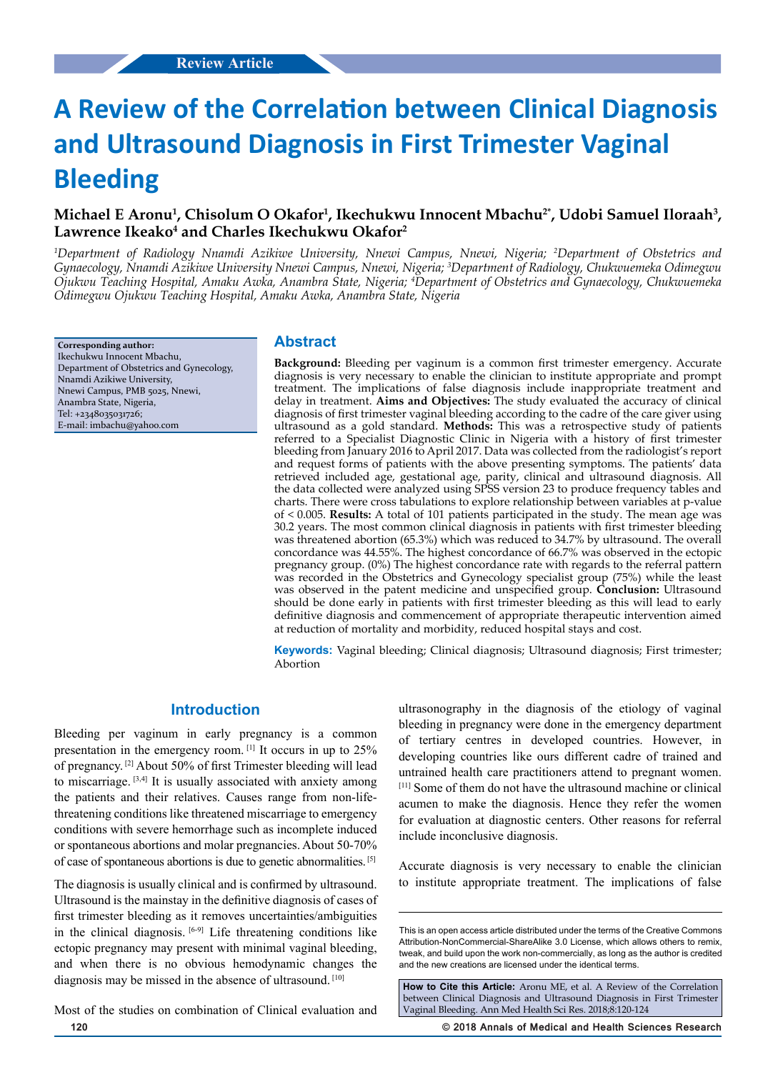Review Article

# A Review of the Correlation between Clinical Diagnosis and Ultrasound Diagnosis in First Trimester Vaginal Bleeding

**Michael E Aronu[1], Chisolum O Okafor[1], Ikechukwu Innocent Mbachu[2*], Udobi Samuel Iloraah[3], Lawrence Ikeako[4] and Charles Ikechukwu Okafor[2]**

*[1]Department of Radiology Nnamdi Azikiwe University, Nnewi Campus, Nnewi, Nigeria; [2]Department of Obstetrics and Gynaecology, Nnamdi Azikiwe University Nnewi Campus, Nnewi, Nigeria; [3]Department of Radiology, Chukwuemeka Odimegwu Ojukwu Teaching Hospital, Amaku Awka, Anambra State, Nigeria; [4]Department of Obstetrics and Gynaecology, Chukwuemeka Odimegwu Ojukwu Teaching Hospital, Amaku Awka, Anambra State, Nigeria*

**Corresponding author:**
Ikechukwu Innocent Mbachu,
Department of Obstetrics and Gynecology,
Nnamdi Azikiwe University,
Nnewi Campus, PMB 5025, Nnewi,
Anambra State, Nigeria,
Tel: +2348035031726;
E-mail: imbachu@yahoo.com

## Abstract

**Background:** Bleeding per vaginum is a common first trimester emergency. Accurate diagnosis is very necessary to enable the clinician to institute appropriate and prompt treatment. The implications of false diagnosis include inappropriate treatment and delay in treatment. **Aims and Objectives:** The study evaluated the accuracy of clinical diagnosis of first trimester vaginal bleeding according to the cadre of the care giver using ultrasound as a gold standard. **Methods:** This was a retrospective study of patients referred to a Specialist Diagnostic Clinic in Nigeria with a history of first trimester bleeding from January 2016 to April 2017. Data was collected from the radiologist's report and request forms of patients with the above presenting symptoms. The patients' data retrieved included age, gestational age, parity, clinical and ultrasound diagnosis. All the data collected were analyzed using SPSS version 23 to produce frequency tables and charts. There were cross tabulations to explore relationship between variables at p-value of < 0.005. **Results:** A total of 101 patients participated in the study. The mean age was 30.2 years. The most common clinical diagnosis in patients with first trimester bleeding was threatened abortion (65.3%) which was reduced to 34.7% by ultrasound. The overall concordance was 44.55%. The highest concordance of 66.7% was observed in the ectopic pregnancy group. (0%) The highest concordance rate with regards to the referral pattern was recorded in the Obstetrics and Gynecology specialist group (75%) while the least was observed in the patent medicine and unspecified group. **Conclusion:** Ultrasound should be done early in patients with first trimester bleeding as this will lead to early definitive diagnosis and commencement of appropriate therapeutic intervention aimed at reduction of mortality and morbidity, reduced hospital stays and cost.

**Keywords:** Vaginal bleeding; Clinical diagnosis; Ultrasound diagnosis; First trimester; Abortion

## Introduction

Bleeding per vaginum in early pregnancy is a common presentation in the emergency room. [1] It occurs in up to 25% of pregnancy. [2] About 50% of first Trimester bleeding will lead to miscarriage. [3,4] It is usually associated with anxiety among the patients and their relatives. Causes range from non-life-threatening conditions like threatened miscarriage to emergency conditions with severe hemorrhage such as incomplete induced or spontaneous abortions and molar pregnancies. About 50-70% of case of spontaneous abortions is due to genetic abnormalities. [5]

The diagnosis is usually clinical and is confirmed by ultrasound. Ultrasound is the mainstay in the definitive diagnosis of cases of first trimester bleeding as it removes uncertainties/ambiguities in the clinical diagnosis. [6-9] Life threatening conditions like ectopic pregnancy may present with minimal vaginal bleeding, and when there is no obvious hemodynamic changes the diagnosis may be missed in the absence of ultrasound. [10]

Most of the studies on combination of Clinical evaluation and ultrasonography in the diagnosis of the etiology of vaginal bleeding in pregnancy were done in the emergency department of tertiary centres in developed countries. However, in developing countries like ours different cadre of trained and untrained health care practitioners attend to pregnant women. [11] Some of them do not have the ultrasound machine or clinical acumen to make the diagnosis. Hence they refer the women for evaluation at diagnostic centers. Other reasons for referral include inconclusive diagnosis.

Accurate diagnosis is very necessary to enable the clinician to institute appropriate treatment. The implications of false

This is an open access article distributed under the terms of the Creative Commons Attribution-NonCommercial-ShareAlike 3.0 License, which allows others to remix, tweak, and build upon the work non-commercially, as long as the author is credited and the new creations are licensed under the identical terms.

**How to Cite this Article:** Aronu ME, et al. A Review of the Correlation between Clinical Diagnosis and Ultrasound Diagnosis in First Trimester Vaginal Bleeding. Ann Med Health Sci Res. 2018;8:120-124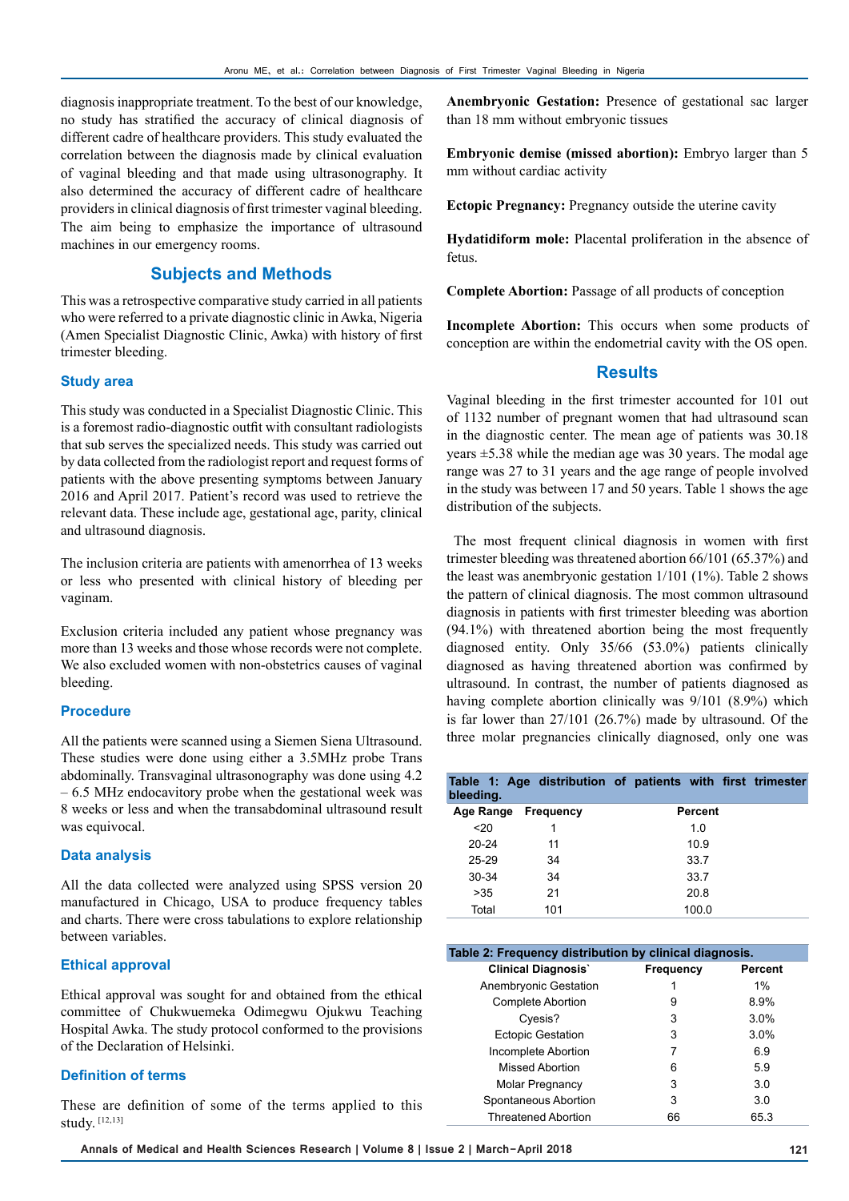diagnosis inappropriate treatment. To the best of our knowledge, no study has stratified the accuracy of clinical diagnosis of different cadre of healthcare providers. This study evaluated the correlation between the diagnosis made by clinical evaluation of vaginal bleeding and that made using ultrasonography. It also determined the accuracy of different cadre of healthcare providers in clinical diagnosis of first trimester vaginal bleeding. The aim being to emphasize the importance of ultrasound machines in our emergency rooms.

## Subjects and Methods

This was a retrospective comparative study carried in all patients who were referred to a private diagnostic clinic in Awka, Nigeria (Amen Specialist Diagnostic Clinic, Awka) with history of first trimester bleeding.

### Study area

This study was conducted in a Specialist Diagnostic Clinic. This is a foremost radio-diagnostic outfit with consultant radiologists that sub serves the specialized needs. This study was carried out by data collected from the radiologist report and request forms of patients with the above presenting symptoms between January 2016 and April 2017. Patient's record was used to retrieve the relevant data. These include age, gestational age, parity, clinical and ultrasound diagnosis.

The inclusion criteria are patients with amenorrhea of 13 weeks or less who presented with clinical history of bleeding per vaginam.

Exclusion criteria included any patient whose pregnancy was more than 13 weeks and those whose records were not complete. We also excluded women with non-obstetrics causes of vaginal bleeding.

### Procedure

All the patients were scanned using a Siemen Siena Ultrasound. These studies were done using either a 3.5MHz probe Trans abdominally. Transvaginal ultrasonography was done using 4.2 – 6.5 MHz endocavitory probe when the gestational week was 8 weeks or less and when the transabdominal ultrasound result was equivocal.

### Data analysis

All the data collected were analyzed using SPSS version 20 manufactured in Chicago, USA to produce frequency tables and charts. There were cross tabulations to explore relationship between variables.

### Ethical approval

Ethical approval was sought for and obtained from the ethical committee of Chukwuemeka Odimegwu Ojukwu Teaching Hospital Awka. The study protocol conformed to the provisions of the Declaration of Helsinki.

### Definition of terms

These are definition of some of the terms applied to this study. [12,13]

**Anembryonic Gestation:** Presence of gestational sac larger than 18 mm without embryonic tissues

**Embryonic demise (missed abortion):** Embryo larger than 5 mm without cardiac activity

**Ectopic Pregnancy:** Pregnancy outside the uterine cavity

**Hydatidiform mole:** Placental proliferation in the absence of fetus.

**Complete Abortion:** Passage of all products of conception

**Incomplete Abortion:** This occurs when some products of conception are within the endometrial cavity with the OS open.

## Results

Vaginal bleeding in the first trimester accounted for 101 out of 1132 number of pregnant women that had ultrasound scan in the diagnostic center. The mean age of patients was 30.18 years ±5.38 while the median age was 30 years. The modal age range was 27 to 31 years and the age range of people involved in the study was between 17 and 50 years. Table 1 shows the age distribution of the subjects.

The most frequent clinical diagnosis in women with first trimester bleeding was threatened abortion 66/101 (65.37%) and the least was anembryonic gestation 1/101 (1%). Table 2 shows the pattern of clinical diagnosis. The most common ultrasound diagnosis in patients with first trimester bleeding was abortion (94.1%) with threatened abortion being the most frequently diagnosed entity. Only 35/66 (53.0%) patients clinically diagnosed as having threatened abortion was confirmed by ultrasound. In contrast, the number of patients diagnosed as having complete abortion clinically was 9/101 (8.9%) which is far lower than 27/101 (26.7%) made by ultrasound. Of the three molar pregnancies clinically diagnosed, only one was

**Table 1: Age distribution of patients with first trimester bleeding.**

| Age Range | Frequency | Percent |
|---|---|---|
| <20 | 1 | 1.0 |
| 20-24 | 11 | 10.9 |
| 25-29 | 34 | 33.7 |
| 30-34 | 34 | 33.7 |
| >35 | 21 | 20.8 |
| Total | 101 | 100.0 |

**Table 2: Frequency distribution by clinical diagnosis.**

| Clinical Diagnosis` | Frequency | Percent |
|---|---|---|
| Anembryonic Gestation | 1 | 1% |
| Complete Abortion | 9 | 8.9% |
| Cyesis? | 3 | 3.0% |
| Ectopic Gestation | 3 | 3.0% |
| Incomplete Abortion | 7 | 6.9 |
| Missed Abortion | 6 | 5.9 |
| Molar Pregnancy | 3 | 3.0 |
| Spontaneous Abortion | 3 | 3.0 |
| Threatened Abortion | 66 | 65.3 |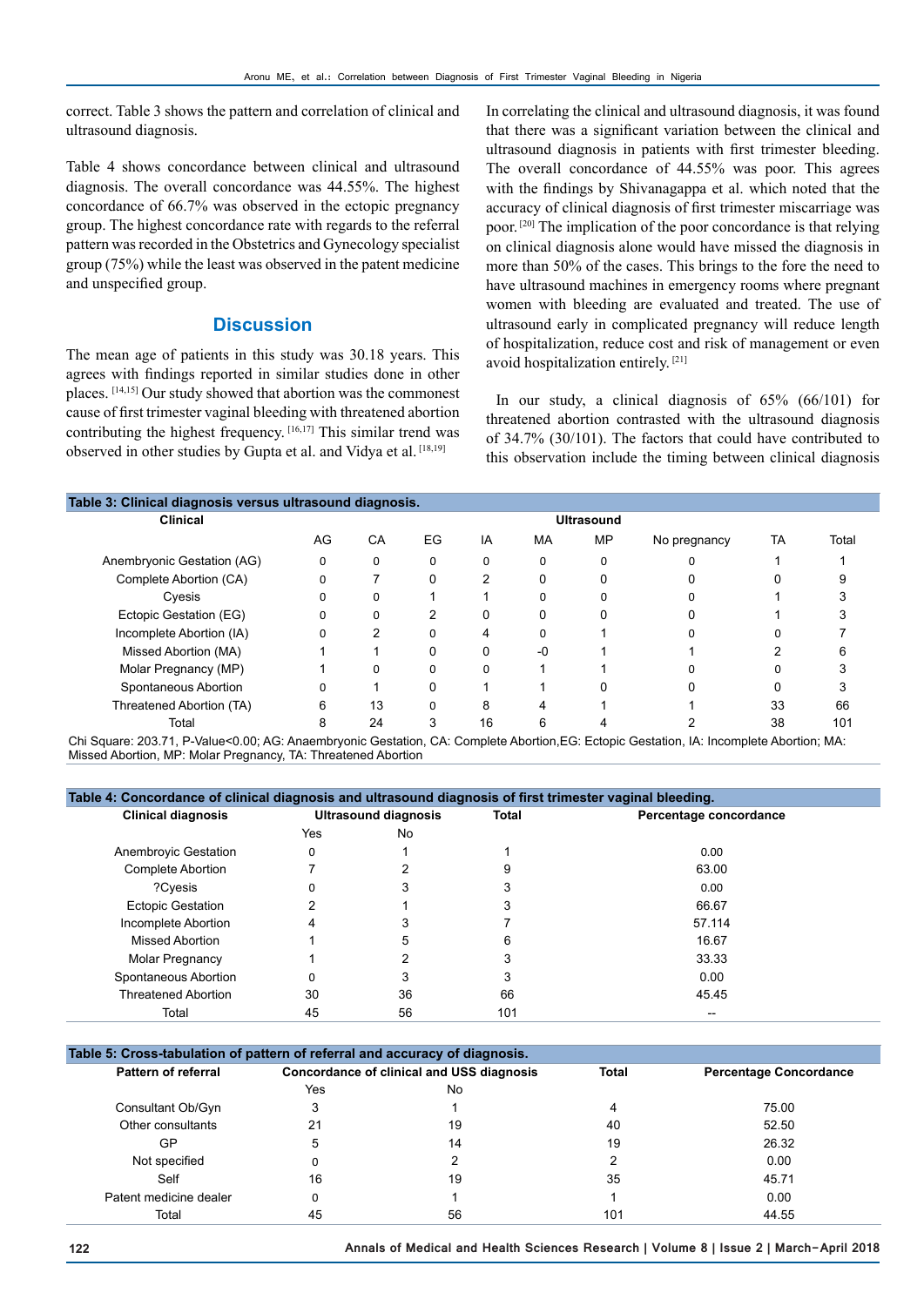correct. Table 3 shows the pattern and correlation of clinical and ultrasound diagnosis.

Table 4 shows concordance between clinical and ultrasound diagnosis. The overall concordance was 44.55%. The highest concordance of 66.7% was observed in the ectopic pregnancy group. The highest concordance rate with regards to the referral pattern was recorded in the Obstetrics and Gynecology specialist group (75%) while the least was observed in the patent medicine and unspecified group.

## Discussion

The mean age of patients in this study was 30.18 years. This agrees with findings reported in similar studies done in other places. [14,15] Our study showed that abortion was the commonest cause of first trimester vaginal bleeding with threatened abortion contributing the highest frequency. [16,17] This similar trend was observed in other studies by Gupta et al. and Vidya et al. [18,19]

In correlating the clinical and ultrasound diagnosis, it was found that there was a significant variation between the clinical and ultrasound diagnosis in patients with first trimester bleeding. The overall concordance of 44.55% was poor. This agrees with the findings by Shivanagappa et al. which noted that the accuracy of clinical diagnosis of first trimester miscarriage was poor. [20] The implication of the poor concordance is that relying on clinical diagnosis alone would have missed the diagnosis in more than 50% of the cases. This brings to the fore the need to have ultrasound machines in emergency rooms where pregnant women with bleeding are evaluated and treated. The use of ultrasound early in complicated pregnancy will reduce length of hospitalization, reduce cost and risk of management or even avoid hospitalization entirely. [21]

In our study, a clinical diagnosis of 65% (66/101) for threatened abortion contrasted with the ultrasound diagnosis of 34.7% (30/101). The factors that could have contributed to this observation include the timing between clinical diagnosis

**Table 3: Clinical diagnosis versus ultrasound diagnosis.**

| Clinical | Ultrasound | | | | | | | | |
|---|---|---|---|---|---|---|---|---|---|
| | AG | CA | EG | IA | MA | MP | No pregnancy | TA | Total |
| Anembryonic Gestation (AG) | 0 | 0 | 0 | 0 | 0 | 0 | 0 | 1 | 1 |
| Complete Abortion (CA) | 0 | 7 | 0 | 2 | 0 | 0 | 0 | 0 | 9 |
| Cyesis | 0 | 0 | 1 | 1 | 0 | 0 | 0 | 1 | 3 |
| Ectopic Gestation (EG) | 0 | 0 | 2 | 0 | 0 | 0 | 0 | 1 | 3 |
| Incomplete Abortion (IA) | 0 | 2 | 0 | 4 | 0 | 1 | 0 | 0 | 7 |
| Missed Abortion (MA) | 1 | 1 | 0 | 0 | -0 | 1 | 1 | 2 | 6 |
| Molar Pregnancy (MP) | 1 | 0 | 0 | 0 | 1 | 1 | 0 | 0 | 3 |
| Spontaneous Abortion | 0 | 1 | 0 | 1 | 1 | 0 | 0 | 0 | 3 |
| Threatened Abortion (TA) | 6 | 13 | 0 | 8 | 4 | 1 | 1 | 33 | 66 |
| Total | 8 | 24 | 3 | 16 | 6 | 4 | 2 | 38 | 101 |

Chi Square: 203.71, P-Value<0.00; AG: Anaembryonic Gestation, CA: Complete Abortion,EG: Ectopic Gestation, IA: Incomplete Abortion; MA: Missed Abortion, MP: Molar Pregnancy, TA: Threatened Abortion

**Table 4: Concordance of clinical diagnosis and ultrasound diagnosis of first trimester vaginal bleeding.**

| Clinical diagnosis | Ultrasound diagnosis | | Total | Percentage concordance |
|---|---|---|---|---|
| | Yes | No | | |
| Anembroyic Gestation | 0 | 1 | 1 | 0.00 |
| Complete Abortion | 7 | 2 | 9 | 63.00 |
| ?Cyesis | 0 | 3 | 3 | 0.00 |
| Ectopic Gestation | 2 | 1 | 3 | 66.67 |
| Incomplete Abortion | 4 | 3 | 7 | 57.114 |
| Missed Abortion | 1 | 5 | 6 | 16.67 |
| Molar Pregnancy | 1 | 2 | 3 | 33.33 |
| Spontaneous Abortion | 0 | 3 | 3 | 0.00 |
| Threatened Abortion | 30 | 36 | 66 | 45.45 |
| Total | 45 | 56 | 101 | -- |

**Table 5: Cross-tabulation of pattern of referral and accuracy of diagnosis.**

| Pattern of referral | Concordance of clinical and USS diagnosis | | Total | Percentage Concordance |
|---|---|---|---|---|
| | Yes | No | | |
| Consultant Ob/Gyn | 3 | 1 | 4 | 75.00 |
| Other consultants | 21 | 19 | 40 | 52.50 |
| GP | 5 | 14 | 19 | 26.32 |
| Not specified | 0 | 2 | 2 | 0.00 |
| Self | 16 | 19 | 35 | 45.71 |
| Patent medicine dealer | 0 | 1 | 1 | 0.00 |
| Total | 45 | 56 | 101 | 44.55 |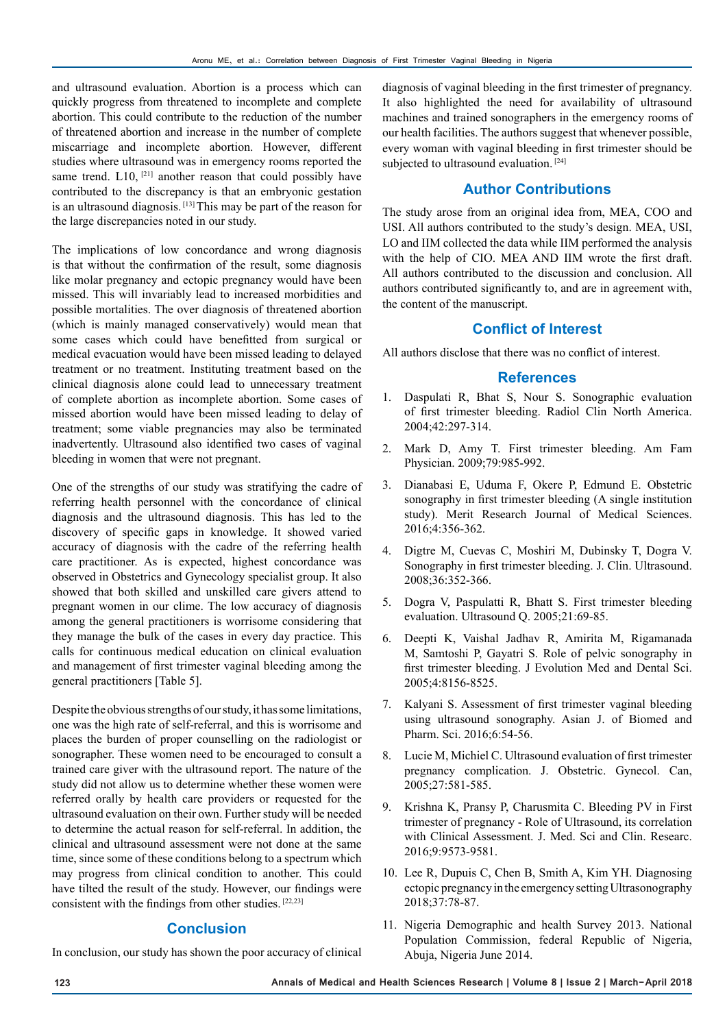and ultrasound evaluation. Abortion is a process which can quickly progress from threatened to incomplete and complete abortion. This could contribute to the reduction of the number of threatened abortion and increase in the number of complete miscarriage and incomplete abortion. However, different studies where ultrasound was in emergency rooms reported the same trend. L10, [21] another reason that could possibly have contributed to the discrepancy is that an embryonic gestation is an ultrasound diagnosis.[13] This may be part of the reason for the large discrepancies noted in our study.

The implications of low concordance and wrong diagnosis is that without the confirmation of the result, some diagnosis like molar pregnancy and ectopic pregnancy would have been missed. This will invariably lead to increased morbidities and possible mortalities. The over diagnosis of threatened abortion (which is mainly managed conservatively) would mean that some cases which could have benefitted from surgical or medical evacuation would have been missed leading to delayed treatment or no treatment. Instituting treatment based on the clinical diagnosis alone could lead to unnecessary treatment of complete abortion as incomplete abortion. Some cases of missed abortion would have been missed leading to delay of treatment; some viable pregnancies may also be terminated inadvertently. Ultrasound also identified two cases of vaginal bleeding in women that were not pregnant.

One of the strengths of our study was stratifying the cadre of referring health personnel with the concordance of clinical diagnosis and the ultrasound diagnosis. This has led to the discovery of specific gaps in knowledge. It showed varied accuracy of diagnosis with the cadre of the referring health care practitioner. As is expected, highest concordance was observed in Obstetrics and Gynecology specialist group. It also showed that both skilled and unskilled care givers attend to pregnant women in our clime. The low accuracy of diagnosis among the general practitioners is worrisome considering that they manage the bulk of the cases in every day practice. This calls for continuous medical education on clinical evaluation and management of first trimester vaginal bleeding among the general practitioners [Table 5].

Despite the obvious strengths of our study, it has some limitations, one was the high rate of self-referral, and this is worrisome and places the burden of proper counselling on the radiologist or sonographer. These women need to be encouraged to consult a trained care giver with the ultrasound report. The nature of the study did not allow us to determine whether these women were referred orally by health care providers or requested for the ultrasound evaluation on their own. Further study will be needed to determine the actual reason for self-referral. In addition, the clinical and ultrasound assessment were not done at the same time, since some of these conditions belong to a spectrum which may progress from clinical condition to another. This could have tilted the result of the study. However, our findings were consistent with the findings from other studies.[22,23]

## Conclusion

In conclusion, our study has shown the poor accuracy of clinical diagnosis of vaginal bleeding in the first trimester of pregnancy. It also highlighted the need for availability of ultrasound machines and trained sonographers in the emergency rooms of our health facilities. The authors suggest that whenever possible, every woman with vaginal bleeding in first trimester should be subjected to ultrasound evaluation.[24]

## Author Contributions

The study arose from an original idea from, MEA, COO and USI. All authors contributed to the study's design. MEA, USI, LO and IIM collected the data while IIM performed the analysis with the help of CIO. MEA AND IIM wrote the first draft. All authors contributed to the discussion and conclusion. All authors contributed significantly to, and are in agreement with, the content of the manuscript.

## Conflict of Interest

All authors disclose that there was no conflict of interest.

## References

1. Daspulati R, Bhat S, Nour S. Sonographic evaluation of first trimester bleeding. Radiol Clin North America. 2004;42:297-314.
2. Mark D, Amy T. First trimester bleeding. Am Fam Physician. 2009;79:985-992.
3. Dianabasi E, Uduma F, Okere P, Edmund E. Obstetric sonography in first trimester bleeding (A single institution study). Merit Research Journal of Medical Sciences. 2016;4:356-362.
4. Digtre M, Cuevas C, Moshiri M, Dubinsky T, Dogra V. Sonography in first trimester bleeding. J. Clin. Ultrasound. 2008;36:352-366.
5. Dogra V, Paspulatti R, Bhatt S. First trimester bleeding evaluation. Ultrasound Q. 2005;21:69-85.
6. Deepti K, Vaishal Jadhav R, Amirita M, Rigamanada M, Samtoshi P, Gayatri S. Role of pelvic sonography in first trimester bleeding. J Evolution Med and Dental Sci. 2005;4:8156-8525.
7. Kalyani S. Assessment of first trimester vaginal bleeding using ultrasound sonography. Asian J. of Biomed and Pharm. Sci. 2016;6:54-56.
8. Lucie M, Michiel C. Ultrasound evaluation of first trimester pregnancy complication. J. Obstetric. Gynecol. Can, 2005;27:581-585.
9. Krishna K, Pransy P, Charusmita C. Bleeding PV in First trimester of pregnancy - Role of Ultrasound, its correlation with Clinical Assessment. J. Med. Sci and Clin. Researc. 2016;9:9573-9581.
10. Lee R, Dupuis C, Chen B, Smith A, Kim YH. Diagnosing ectopic pregnancy in the emergency setting Ultrasonography 2018;37:78-87.
11. Nigeria Demographic and health Survey 2013. National Population Commission, federal Republic of Nigeria, Abuja, Nigeria June 2014.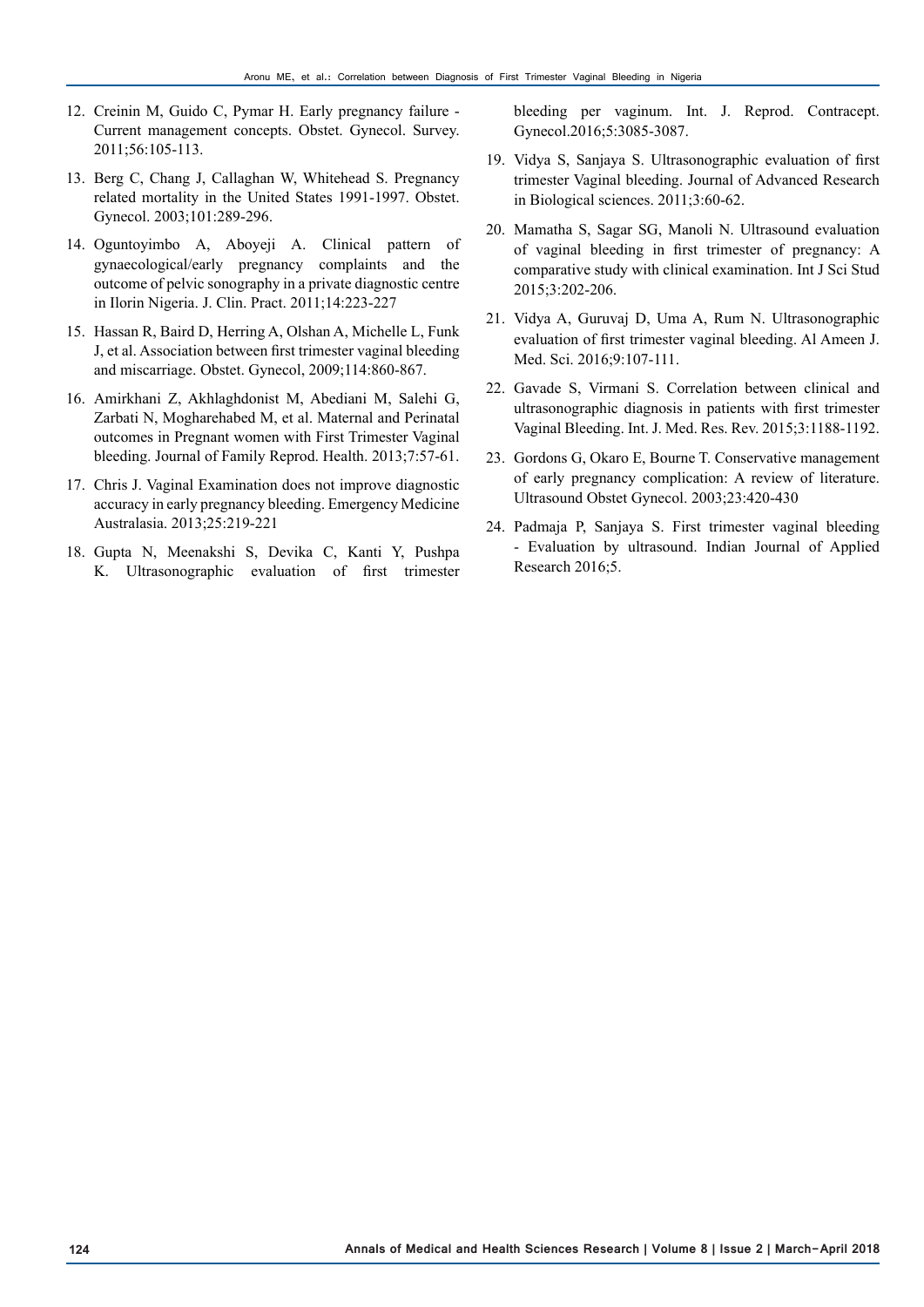12. Creinin M, Guido C, Pymar H. Early pregnancy failure - Current management concepts. Obstet. Gynecol. Survey. 2011;56:105-113.
13. Berg C, Chang J, Callaghan W, Whitehead S. Pregnancy related mortality in the United States 1991-1997. Obstet. Gynecol. 2003;101:289-296.
14. Oguntoyimbo A, Aboyeji A. Clinical pattern of gynaecological/early pregnancy complaints and the outcome of pelvic sonography in a private diagnostic centre in Ilorin Nigeria. J. Clin. Pract. 2011;14:223-227
15. Hassan R, Baird D, Herring A, Olshan A, Michelle L, Funk J, et al. Association between first trimester vaginal bleeding and miscarriage. Obstet. Gynecol, 2009;114:860-867.
16. Amirkhani Z, Akhlaghdonist M, Abediani M, Salehi G, Zarbati N, Mogharehabed M, et al. Maternal and Perinatal outcomes in Pregnant women with First Trimester Vaginal bleeding. Journal of Family Reprod. Health. 2013;7:57-61.
17. Chris J. Vaginal Examination does not improve diagnostic accuracy in early pregnancy bleeding. Emergency Medicine Australasia. 2013;25:219-221
18. Gupta N, Meenakshi S, Devika C, Kanti Y, Pushpa K. Ultrasonographic evaluation of first trimester bleeding per vaginum. Int. J. Reprod. Contracept. Gynecol.2016;5:3085-3087.
19. Vidya S, Sanjaya S. Ultrasonographic evaluation of first trimester Vaginal bleeding. Journal of Advanced Research in Biological sciences. 2011;3:60-62.
20. Mamatha S, Sagar SG, Manoli N. Ultrasound evaluation of vaginal bleeding in first trimester of pregnancy: A comparative study with clinical examination. Int J Sci Stud 2015;3:202-206.
21. Vidya A, Guruvaj D, Uma A, Rum N. Ultrasonographic evaluation of first trimester vaginal bleeding. Al Ameen J. Med. Sci. 2016;9:107-111.
22. Gavade S, Virmani S. Correlation between clinical and ultrasonographic diagnosis in patients with first trimester Vaginal Bleeding. Int. J. Med. Res. Rev. 2015;3:1188-1192.
23. Gordons G, Okaro E, Bourne T. Conservative management of early pregnancy complication: A review of literature. Ultrasound Obstet Gynecol. 2003;23:420-430
24. Padmaja P, Sanjaya S. First trimester vaginal bleeding - Evaluation by ultrasound. Indian Journal of Applied Research 2016;5.